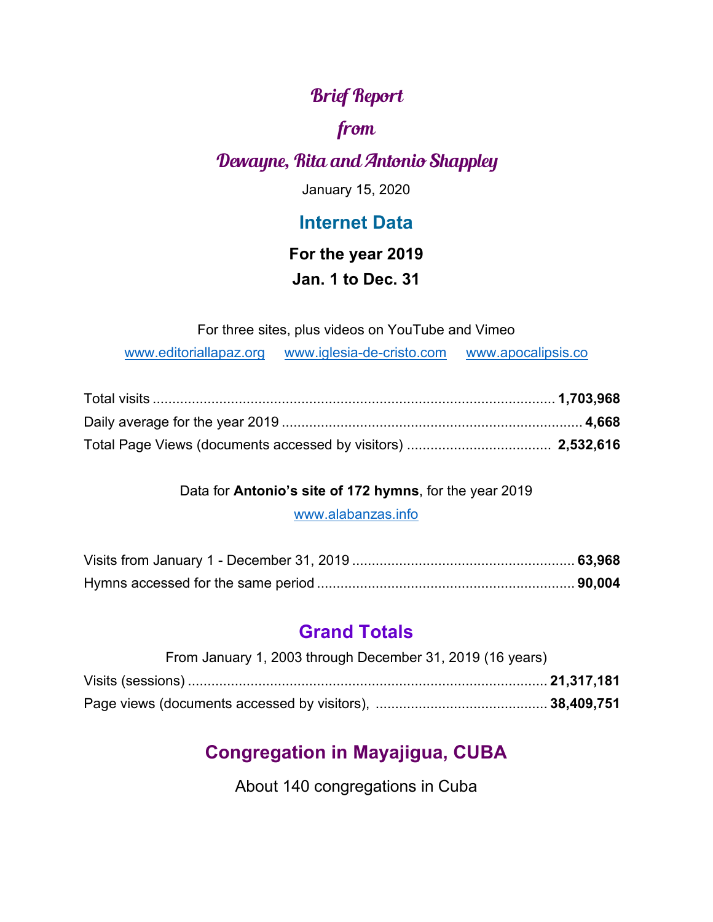# *Brief Report*

# *from*

# *Dewayne, Rita and Antonio Shappley*

January 15, 2020

## Internet Data

### For the year 2019

### Jan. 1 to Dec. 31

For three sites, plus videos on YouTube and Vimeo

www.editoriallapaz.org     www.iglesia-de-cristo.com     www.apocalipsis.co

| | |
|---|---|
| Total visits | **1,703,968** |
| Daily average for the year 2019 | **4,668** |
| Total Page Views (documents accessed by visitors) | **2,532,616** |

Data for **Antonio's site of 172 hymns**, for the year 2019

www.alabanzas.info

| | |
|---|---|
| Visits from January 1 - December 31, 2019 | **63,968** |
| Hymns accessed for the same period | **90,004** |

## Grand Totals

From January 1, 2003 through December 31, 2019 (16 years)

| | |
|---|---|
| Visits (sessions) | **21,317,181** |
| Page views (documents accessed by visitors), | **38,409,751** |

## Congregation in Mayajigua, CUBA

About 140 congregations in Cuba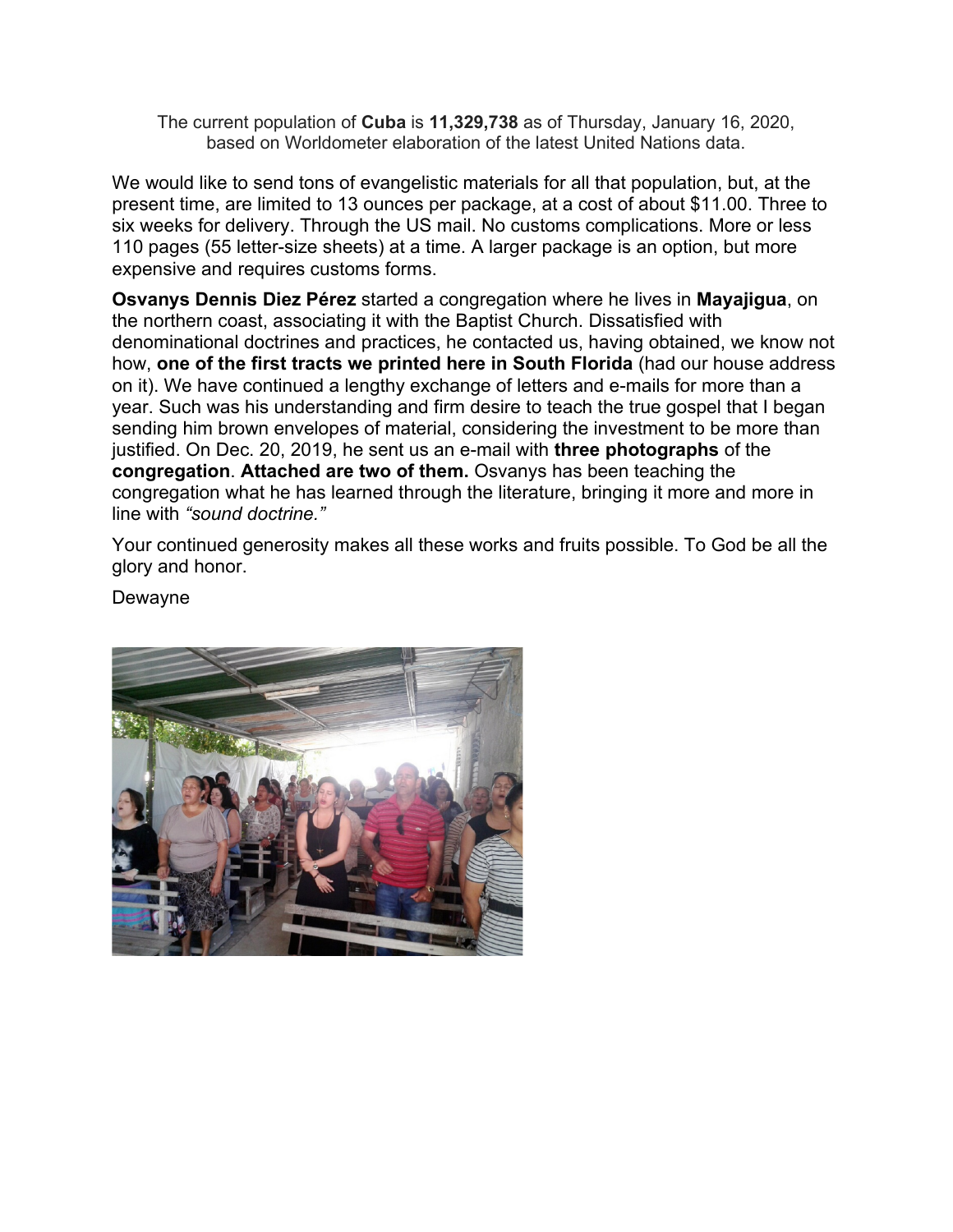The current population of **Cuba** is **11,329,738** as of Thursday, January 16, 2020, based on Worldometer elaboration of the latest United Nations data.

We would like to send tons of evangelistic materials for all that population, but, at the present time, are limited to 13 ounces per package, at a cost of about $11.00. Three to six weeks for delivery. Through the US mail. No customs complications. More or less 110 pages (55 letter-size sheets) at a time. A larger package is an option, but more expensive and requires customs forms.

**Osvanys Dennis Diez Pérez** started a congregation where he lives in **Mayajigua**, on the northern coast, associating it with the Baptist Church. Dissatisfied with denominational doctrines and practices, he contacted us, having obtained, we know not how, **one of the first tracts we printed here in South Florida** (had our house address on it). We have continued a lengthy exchange of letters and e-mails for more than a year. Such was his understanding and firm desire to teach the true gospel that I began sending him brown envelopes of material, considering the investment to be more than justified. On Dec. 20, 2019, he sent us an e-mail with **three photographs** of the **congregation**. **Attached are two of them.** Osvanys has been teaching the congregation what he has learned through the literature, bringing it more and more in line with *"sound doctrine."*

Your continued generosity makes all these works and fruits possible. To God be all the glory and honor.

Dewayne